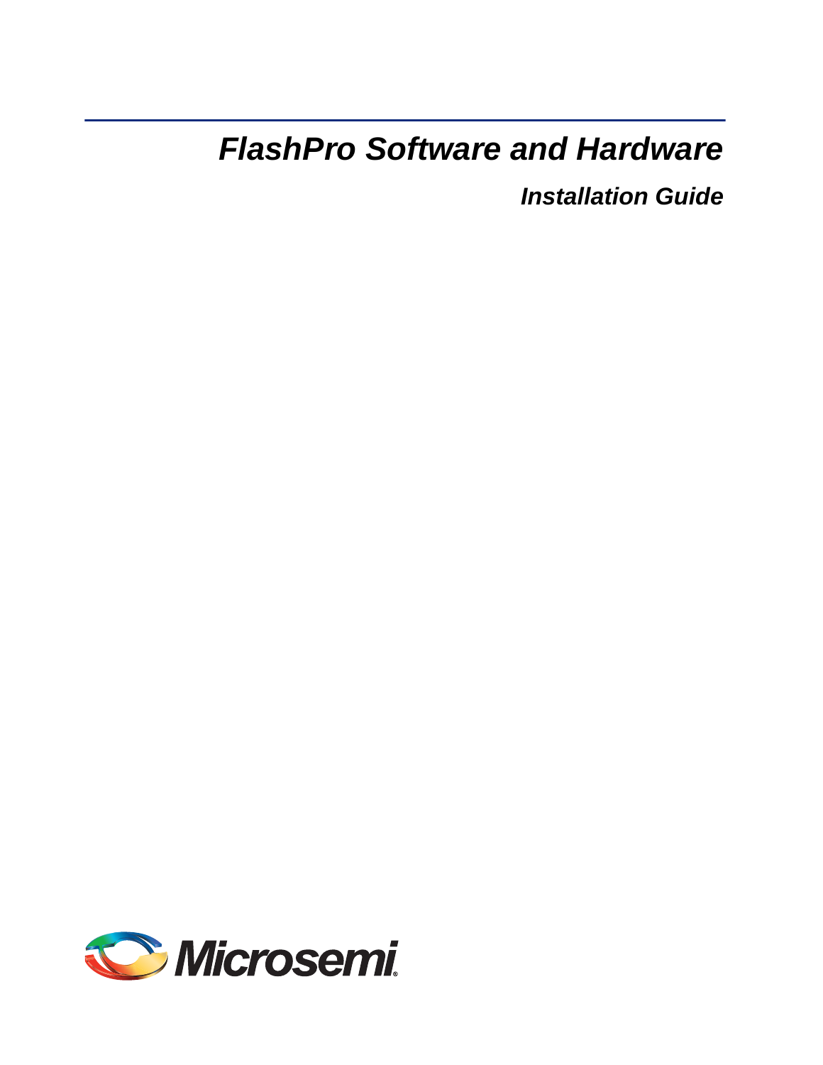# *FlashPro Software and Hardware*

## *Installation Guide*

Microsemi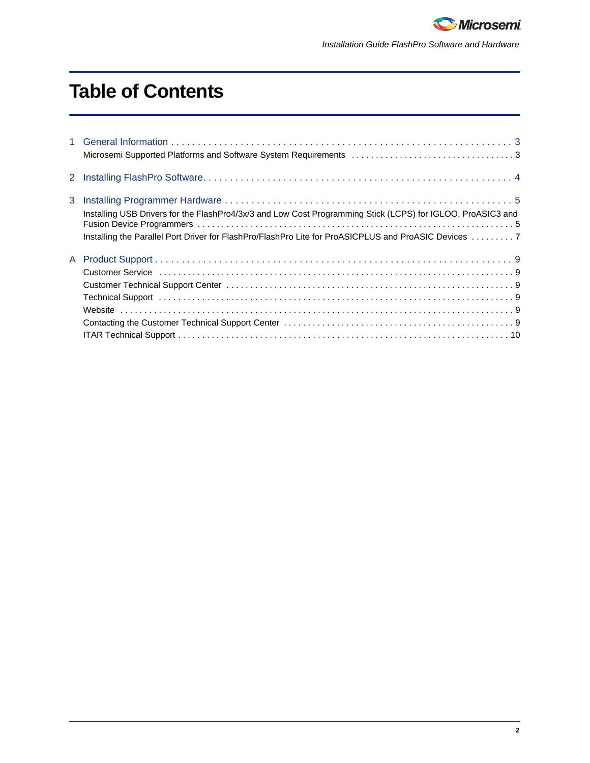# Table of Contents

1 General Information . . . . . . . . . . . . . . . . . . . . . . . . . . . . . . . . . . . . . . . . . . . . . . . . . . . . . . . . . . . . . . 3

Microsemi Supported Platforms and Software System Requirements . . . . . . . . . . . . . . . . . . . . . . . . . . . . . . . . . 3

2 Installing FlashPro Software. . . . . . . . . . . . . . . . . . . . . . . . . . . . . . . . . . . . . . . . . . . . . . . . . . . . . . . . . 4

3 Installing Programmer Hardware . . . . . . . . . . . . . . . . . . . . . . . . . . . . . . . . . . . . . . . . . . . . . . . . . . . . . 5

Installing USB Drivers for the FlashPro4/3x/3 and Low Cost Programming Stick (LCPS) for IGLOO, ProASIC3 and Fusion Device Programmers . . . . . . . . . . . . . . . . . . . . . . . . . . . . . . . . . . . . . . . . . . . . . . . . . . . . . . . . . . . . . . . 5

Installing the Parallel Port Driver for FlashPro/FlashPro Lite for ProASICPLUS and ProASIC Devices . . . . . . . . . 7

A Product Support . . . . . . . . . . . . . . . . . . . . . . . . . . . . . . . . . . . . . . . . . . . . . . . . . . . . . . . . . . . . . . . . 9

Customer Service . . . . . . . . . . . . . . . . . . . . . . . . . . . . . . . . . . . . . . . . . . . . . . . . . . . . . . . . . . . . . . . 9

Customer Technical Support Center . . . . . . . . . . . . . . . . . . . . . . . . . . . . . . . . . . . . . . . . . . . . . . . . . . . 9

Technical Support . . . . . . . . . . . . . . . . . . . . . . . . . . . . . . . . . . . . . . . . . . . . . . . . . . . . . . . . . . . . . . . 9

Website . . . . . . . . . . . . . . . . . . . . . . . . . . . . . . . . . . . . . . . . . . . . . . . . . . . . . . . . . . . . . . . . . . . . . 9

Contacting the Customer Technical Support Center . . . . . . . . . . . . . . . . . . . . . . . . . . . . . . . . . . . . . . . . . 9

ITAR Technical Support . . . . . . . . . . . . . . . . . . . . . . . . . . . . . . . . . . . . . . . . . . . . . . . . . . . . . . . . . . . 10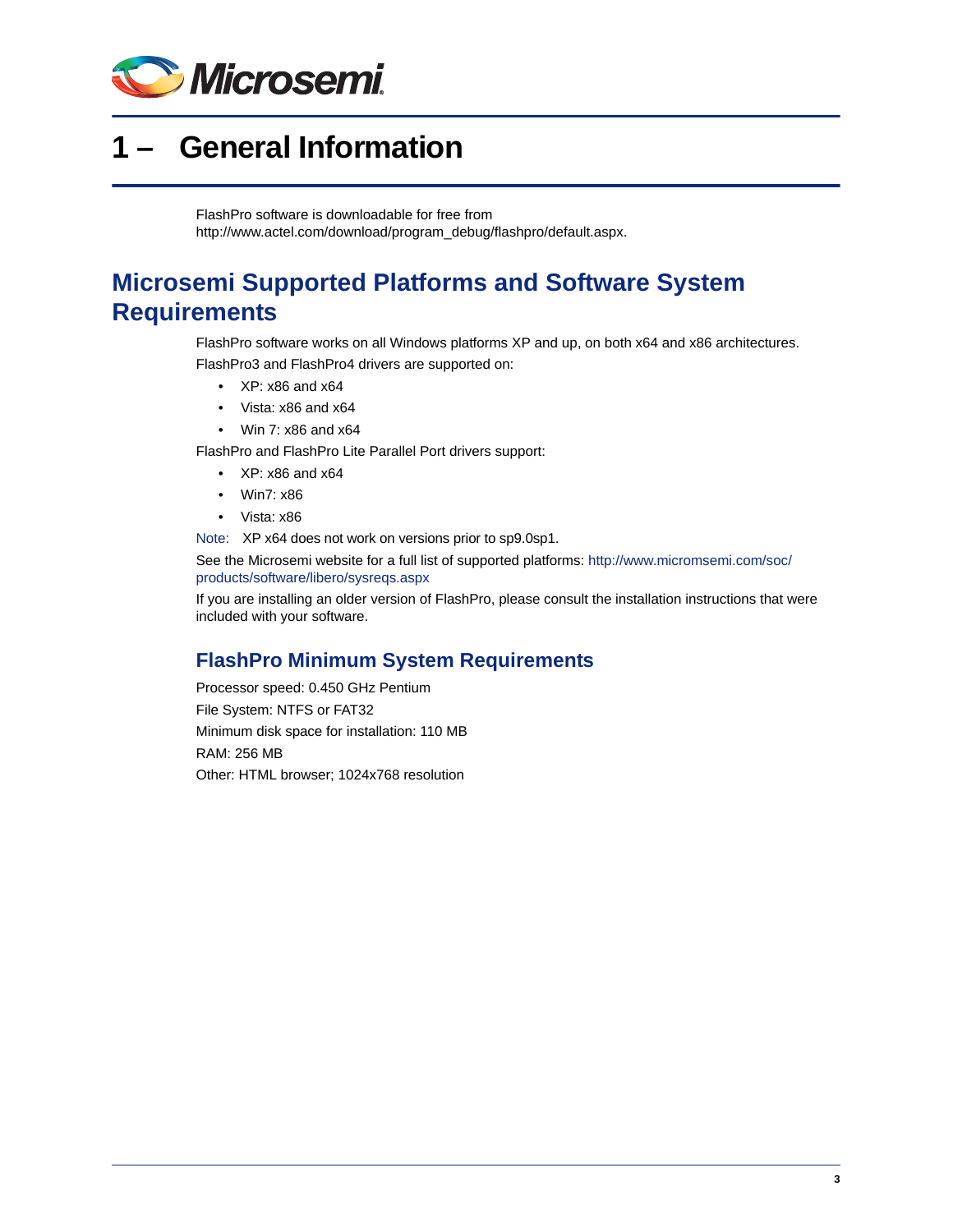# 1 – General Information

FlashPro software is downloadable for free from http://www.actel.com/download/program_debug/flashpro/default.aspx.

## Microsemi Supported Platforms and Software System Requirements

FlashPro software works on all Windows platforms XP and up, on both x64 and x86 architectures.

FlashPro3 and FlashPro4 drivers are supported on:

- XP: x86 and x64
- Vista: x86 and x64
- Win 7: x86 and x64

FlashPro and FlashPro Lite Parallel Port drivers support:

- XP: x86 and x64
- Win7: x86
- Vista: x86

Note: XP x64 does not work on versions prior to sp9.0sp1.

See the Microsemi website for a full list of supported platforms: http://www.micromsemi.com/soc/products/software/libero/sysreqs.aspx

If you are installing an older version of FlashPro, please consult the installation instructions that were included with your software.

### FlashPro Minimum System Requirements

Processor speed: 0.450 GHz Pentium

File System: NTFS or FAT32

Minimum disk space for installation: 110 MB

RAM: 256 MB

Other: HTML browser; 1024x768 resolution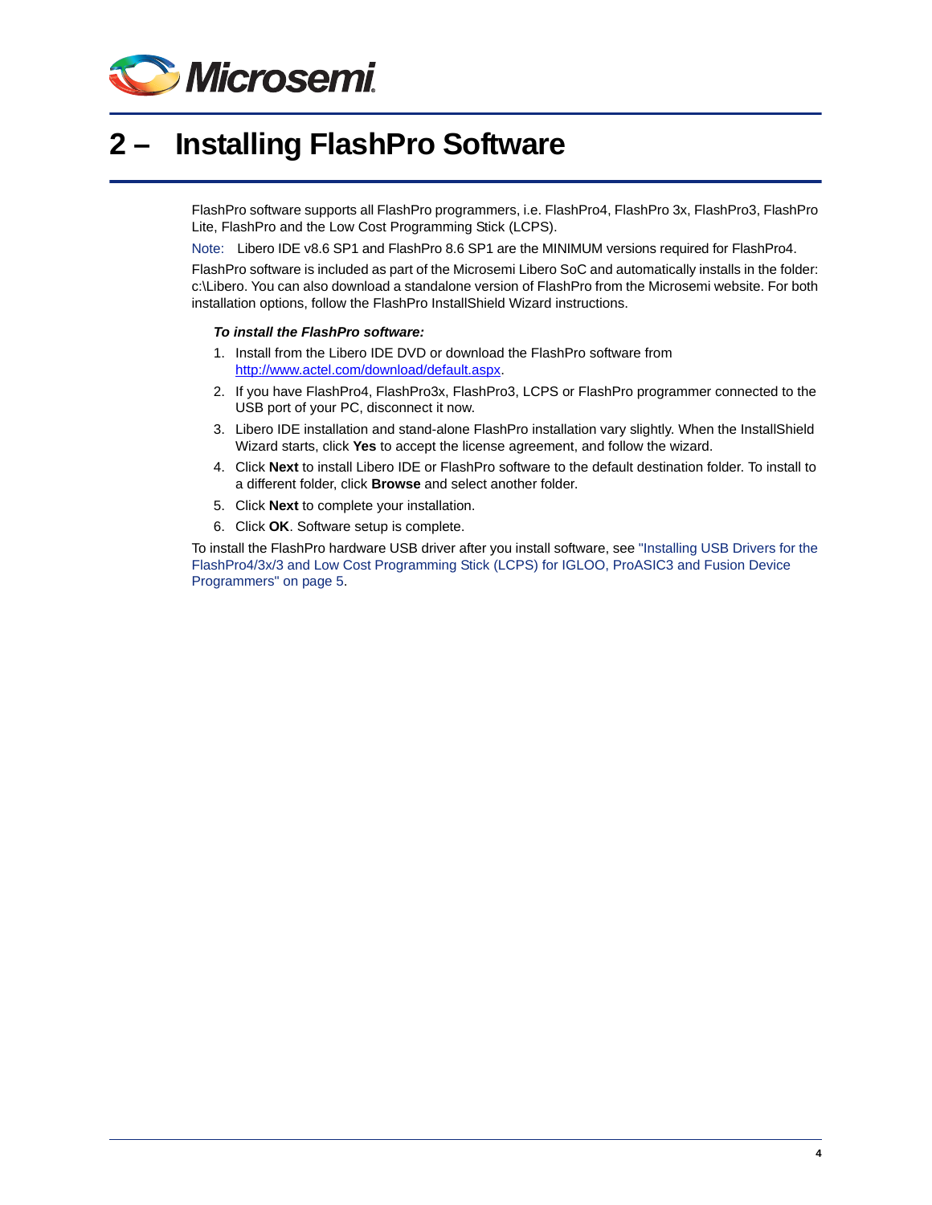# 2 – Installing FlashPro Software

FlashPro software supports all FlashPro programmers, i.e. FlashPro4, FlashPro 3x, FlashPro3, FlashPro Lite, FlashPro and the Low Cost Programming Stick (LCPS).

Note: Libero IDE v8.6 SP1 and FlashPro 8.6 SP1 are the MINIMUM versions required for FlashPro4.

FlashPro software is included as part of the Microsemi Libero SoC and automatically installs in the folder: c:\Libero. You can also download a standalone version of FlashPro from the Microsemi website. For both installation options, follow the FlashPro InstallShield Wizard instructions.

***To install the FlashPro software:***

1. Install from the Libero IDE DVD or download the FlashPro software from http://www.actel.com/download/default.aspx.
2. If you have FlashPro4, FlashPro3x, FlashPro3, LCPS or FlashPro programmer connected to the USB port of your PC, disconnect it now.
3. Libero IDE installation and stand-alone FlashPro installation vary slightly. When the InstallShield Wizard starts, click **Yes** to accept the license agreement, and follow the wizard.
4. Click **Next** to install Libero IDE or FlashPro software to the default destination folder. To install to a different folder, click **Browse** and select another folder.
5. Click **Next** to complete your installation.
6. Click **OK**. Software setup is complete.

To install the FlashPro hardware USB driver after you install software, see "Installing USB Drivers for the FlashPro4/3x/3 and Low Cost Programming Stick (LCPS) for IGLOO, ProASIC3 and Fusion Device Programmers" on page 5.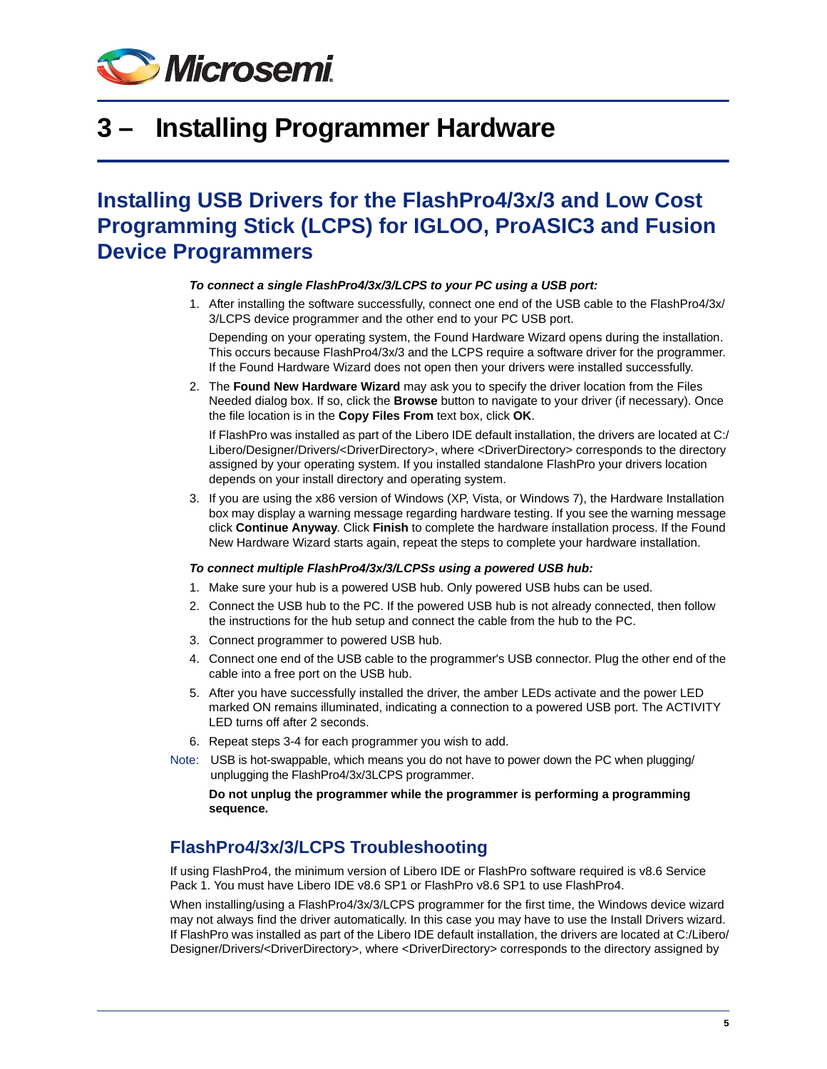# 3 – Installing Programmer Hardware

## Installing USB Drivers for the FlashPro4/3x/3 and Low Cost Programming Stick (LCPS) for IGLOO, ProASIC3 and Fusion Device Programmers

***To connect a single FlashPro4/3x/3/LCPS to your PC using a USB port:***

1. After installing the software successfully, connect one end of the USB cable to the FlashPro4/3x/3/LCPS device programmer and the other end to your PC USB port.

   Depending on your operating system, the Found Hardware Wizard opens during the installation. This occurs because FlashPro4/3x/3 and the LCPS require a software driver for the programmer. If the Found Hardware Wizard does not open then your drivers were installed successfully.

2. The **Found New Hardware Wizard** may ask you to specify the driver location from the Files Needed dialog box. If so, click the **Browse** button to navigate to your driver (if necessary). Once the file location is in the **Copy Files From** text box, click **OK**.

   If FlashPro was installed as part of the Libero IDE default installation, the drivers are located at C:/Libero/Designer/Drivers/<DriverDirectory>, where <DriverDirectory> corresponds to the directory assigned by your operating system. If you installed standalone FlashPro your drivers location depends on your install directory and operating system.

3. If you are using the x86 version of Windows (XP, Vista, or Windows 7), the Hardware Installation box may display a warning message regarding hardware testing. If you see the warning message click **Continue Anyway**. Click **Finish** to complete the hardware installation process. If the Found New Hardware Wizard starts again, repeat the steps to complete your hardware installation.

***To connect multiple FlashPro4/3x/3/LCPSs using a powered USB hub:***

1. Make sure your hub is a powered USB hub. Only powered USB hubs can be used.
2. Connect the USB hub to the PC. If the powered USB hub is not already connected, then follow the instructions for the hub setup and connect the cable from the hub to the PC.
3. Connect programmer to powered USB hub.
4. Connect one end of the USB cable to the programmer's USB connector. Plug the other end of the cable into a free port on the USB hub.
5. After you have successfully installed the driver, the amber LEDs activate and the power LED marked ON remains illuminated, indicating a connection to a powered USB port. The ACTIVITY LED turns off after 2 seconds.
6. Repeat steps 3-4 for each programmer you wish to add.

Note: USB is hot-swappable, which means you do not have to power down the PC when plugging/unplugging the FlashPro4/3x/3LCPS programmer.

**Do not unplug the programmer while the programmer is performing a programming sequence.**

### FlashPro4/3x/3/LCPS Troubleshooting

If using FlashPro4, the minimum version of Libero IDE or FlashPro software required is v8.6 Service Pack 1. You must have Libero IDE v8.6 SP1 or FlashPro v8.6 SP1 to use FlashPro4.

When installing/using a FlashPro4/3x/3/LCPS programmer for the first time, the Windows device wizard may not always find the driver automatically. In this case you may have to use the Install Drivers wizard. If FlashPro was installed as part of the Libero IDE default installation, the drivers are located at C:/Libero/Designer/Drivers/<DriverDirectory>, where <DriverDirectory> corresponds to the directory assigned by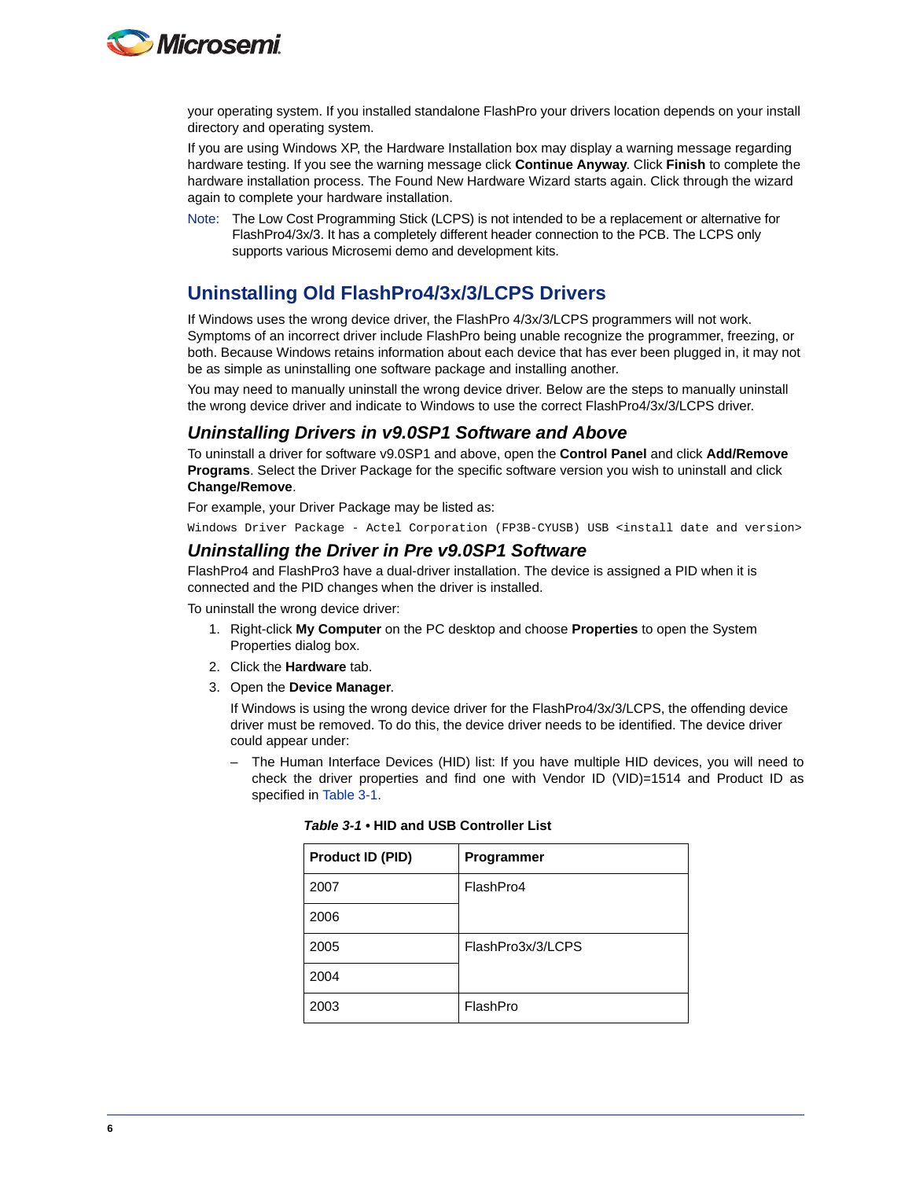your operating system. If you installed standalone FlashPro your drivers location depends on your install directory and operating system.

If you are using Windows XP, the Hardware Installation box may display a warning message regarding hardware testing. If you see the warning message click **Continue Anyway**. Click **Finish** to complete the hardware installation process. The Found New Hardware Wizard starts again. Click through the wizard again to complete your hardware installation.

Note: The Low Cost Programming Stick (LCPS) is not intended to be a replacement or alternative for FlashPro4/3x/3. It has a completely different header connection to the PCB. The LCPS only supports various Microsemi demo and development kits.

## Uninstalling Old FlashPro4/3x/3/LCPS Drivers

If Windows uses the wrong device driver, the FlashPro 4/3x/3/LCPS programmers will not work. Symptoms of an incorrect driver include FlashPro being unable recognize the programmer, freezing, or both. Because Windows retains information about each device that has ever been plugged in, it may not be as simple as uninstalling one software package and installing another.

You may need to manually uninstall the wrong device driver. Below are the steps to manually uninstall the wrong device driver and indicate to Windows to use the correct FlashPro4/3x/3/LCPS driver.

### *Uninstalling Drivers in v9.0SP1 Software and Above*

To uninstall a driver for software v9.0SP1 and above, open the **Control Panel** and click **Add/Remove Programs**. Select the Driver Package for the specific software version you wish to uninstall and click **Change/Remove**.

For example, your Driver Package may be listed as:

```
Windows Driver Package - Actel Corporation (FP3B-CYUSB) USB <install date and version>
```

### *Uninstalling the Driver in Pre v9.0SP1 Software*

FlashPro4 and FlashPro3 have a dual-driver installation. The device is assigned a PID when it is connected and the PID changes when the driver is installed.

To uninstall the wrong device driver:

1. Right-click **My Computer** on the PC desktop and choose **Properties** to open the System Properties dialog box.
2. Click the **Hardware** tab.
3. Open the **Device Manager**.

   If Windows is using the wrong device driver for the FlashPro4/3x/3/LCPS, the offending device driver must be removed. To do this, the device driver needs to be identified. The device driver could appear under:

   – The Human Interface Devices (HID) list: If you have multiple HID devices, you will need to check the driver properties and find one with Vendor ID (VID)=1514 and Product ID as specified in Table 3-1.

***Table 3-1* • HID and USB Controller List**

| Product ID (PID) | Programmer |
|---|---|
| 2007 | FlashPro4 |
| 2006 | |
| 2005 | FlashPro3x/3/LCPS |
| 2004 | |
| 2003 | FlashPro |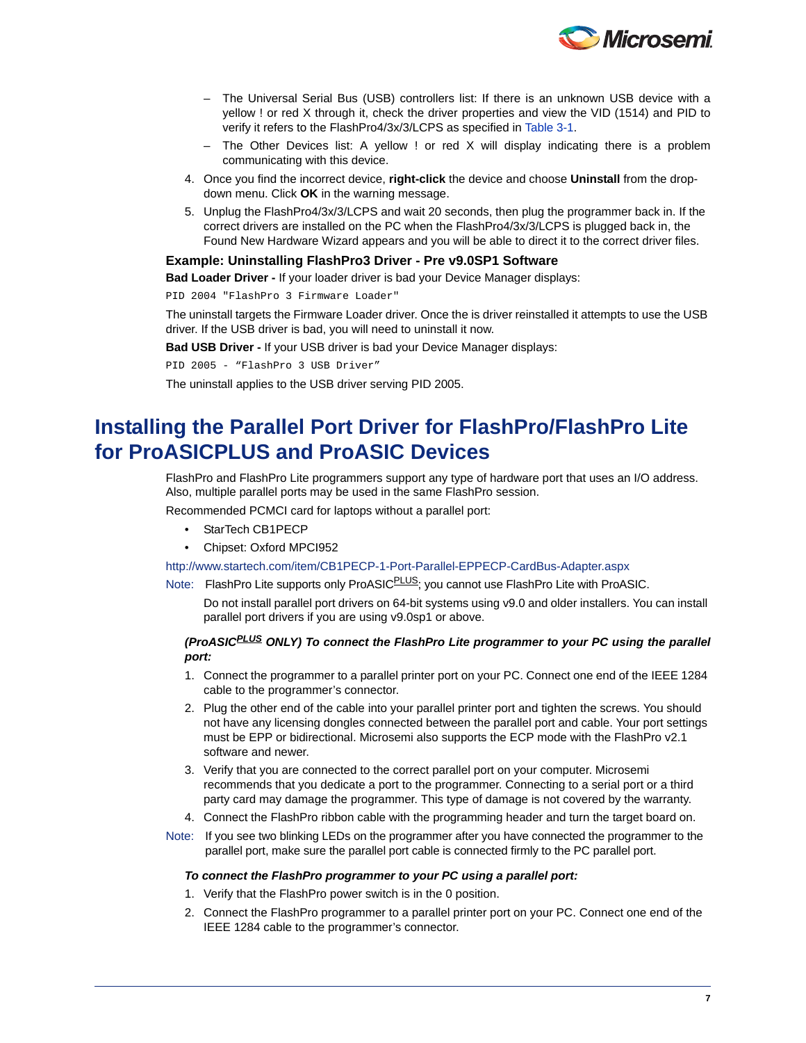- The Universal Serial Bus (USB) controllers list: If there is an unknown USB device with a yellow ! or red X through it, check the driver properties and view the VID (1514) and PID to verify it refers to the FlashPro4/3x/3/LCPS as specified in Table 3-1.
- The Other Devices list: A yellow ! or red X will display indicating there is a problem communicating with this device.

4. Once you find the incorrect device, **right-click** the device and choose **Uninstall** from the drop-down menu. Click **OK** in the warning message.
5. Unplug the FlashPro4/3x/3/LCPS and wait 20 seconds, then plug the programmer back in. If the correct drivers are installed on the PC when the FlashPro4/3x/3/LCPS is plugged back in, the Found New Hardware Wizard appears and you will be able to direct it to the correct driver files.

### Example: Uninstalling FlashPro3 Driver - Pre v9.0SP1 Software

**Bad Loader Driver -** If your loader driver is bad your Device Manager displays:

```
PID 2004 "FlashPro 3 Firmware Loader"
```

The uninstall targets the Firmware Loader driver. Once the is driver reinstalled it attempts to use the USB driver. If the USB driver is bad, you will need to uninstall it now.

**Bad USB Driver -** If your USB driver is bad your Device Manager displays:

```
PID 2005 - "FlashPro 3 USB Driver"
```

The uninstall applies to the USB driver serving PID 2005.

## Installing the Parallel Port Driver for FlashPro/FlashPro Lite for ProASICPLUS and ProASIC Devices

FlashPro and FlashPro Lite programmers support any type of hardware port that uses an I/O address. Also, multiple parallel ports may be used in the same FlashPro session.

Recommended PCMCI card for laptops without a parallel port:

- StarTech CB1PECP
- Chipset: Oxford MPCI952

http://www.startech.com/item/CB1PECP-1-Port-Parallel-EPPECP-CardBus-Adapter.aspx

Note: FlashPro Lite supports only ProASIC^PLUS; you cannot use FlashPro Lite with ProASIC.

Do not install parallel port drivers on 64-bit systems using v9.0 and older installers. You can install parallel port drivers if you are using v9.0sp1 or above.

***(ProASIC^PLUS ONLY) To connect the FlashPro Lite programmer to your PC using the parallel port:***

1. Connect the programmer to a parallel printer port on your PC. Connect one end of the IEEE 1284 cable to the programmer's connector.
2. Plug the other end of the cable into your parallel printer port and tighten the screws. You should not have any licensing dongles connected between the parallel port and cable. Your port settings must be EPP or bidirectional. Microsemi also supports the ECP mode with the FlashPro v2.1 software and newer.
3. Verify that you are connected to the correct parallel port on your computer. Microsemi recommends that you dedicate a port to the programmer. Connecting to a serial port or a third party card may damage the programmer. This type of damage is not covered by the warranty.
4. Connect the FlashPro ribbon cable with the programming header and turn the target board on.

Note: If you see two blinking LEDs on the programmer after you have connected the programmer to the parallel port, make sure the parallel port cable is connected firmly to the PC parallel port.

***To connect the FlashPro programmer to your PC using a parallel port:***

1. Verify that the FlashPro power switch is in the 0 position.
2. Connect the FlashPro programmer to a parallel printer port on your PC. Connect one end of the IEEE 1284 cable to the programmer's connector.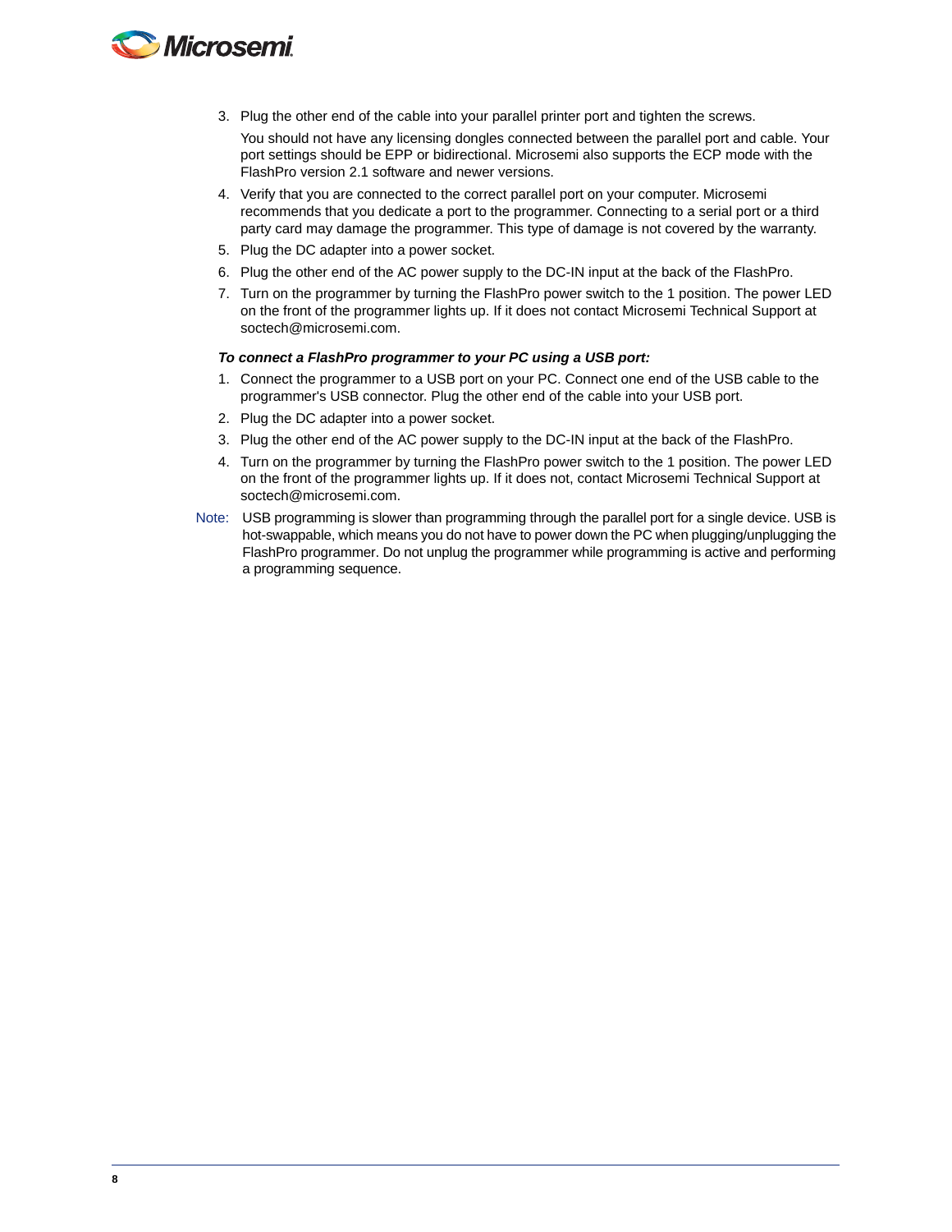3. Plug the other end of the cable into your parallel printer port and tighten the screws.

   You should not have any licensing dongles connected between the parallel port and cable. Your port settings should be EPP or bidirectional. Microsemi also supports the ECP mode with the FlashPro version 2.1 software and newer versions.

4. Verify that you are connected to the correct parallel port on your computer. Microsemi recommends that you dedicate a port to the programmer. Connecting to a serial port or a third party card may damage the programmer. This type of damage is not covered by the warranty.
5. Plug the DC adapter into a power socket.
6. Plug the other end of the AC power supply to the DC-IN input at the back of the FlashPro.
7. Turn on the programmer by turning the FlashPro power switch to the 1 position. The power LED on the front of the programmer lights up. If it does not contact Microsemi Technical Support at soctech@microsemi.com.

***To connect a FlashPro programmer to your PC using a USB port:***

1. Connect the programmer to a USB port on your PC. Connect one end of the USB cable to the programmer's USB connector. Plug the other end of the cable into your USB port.
2. Plug the DC adapter into a power socket.
3. Plug the other end of the AC power supply to the DC-IN input at the back of the FlashPro.
4. Turn on the programmer by turning the FlashPro power switch to the 1 position. The power LED on the front of the programmer lights up. If it does not, contact Microsemi Technical Support at soctech@microsemi.com.

Note: USB programming is slower than programming through the parallel port for a single device. USB is hot-swappable, which means you do not have to power down the PC when plugging/unplugging the FlashPro programmer. Do not unplug the programmer while programming is active and performing a programming sequence.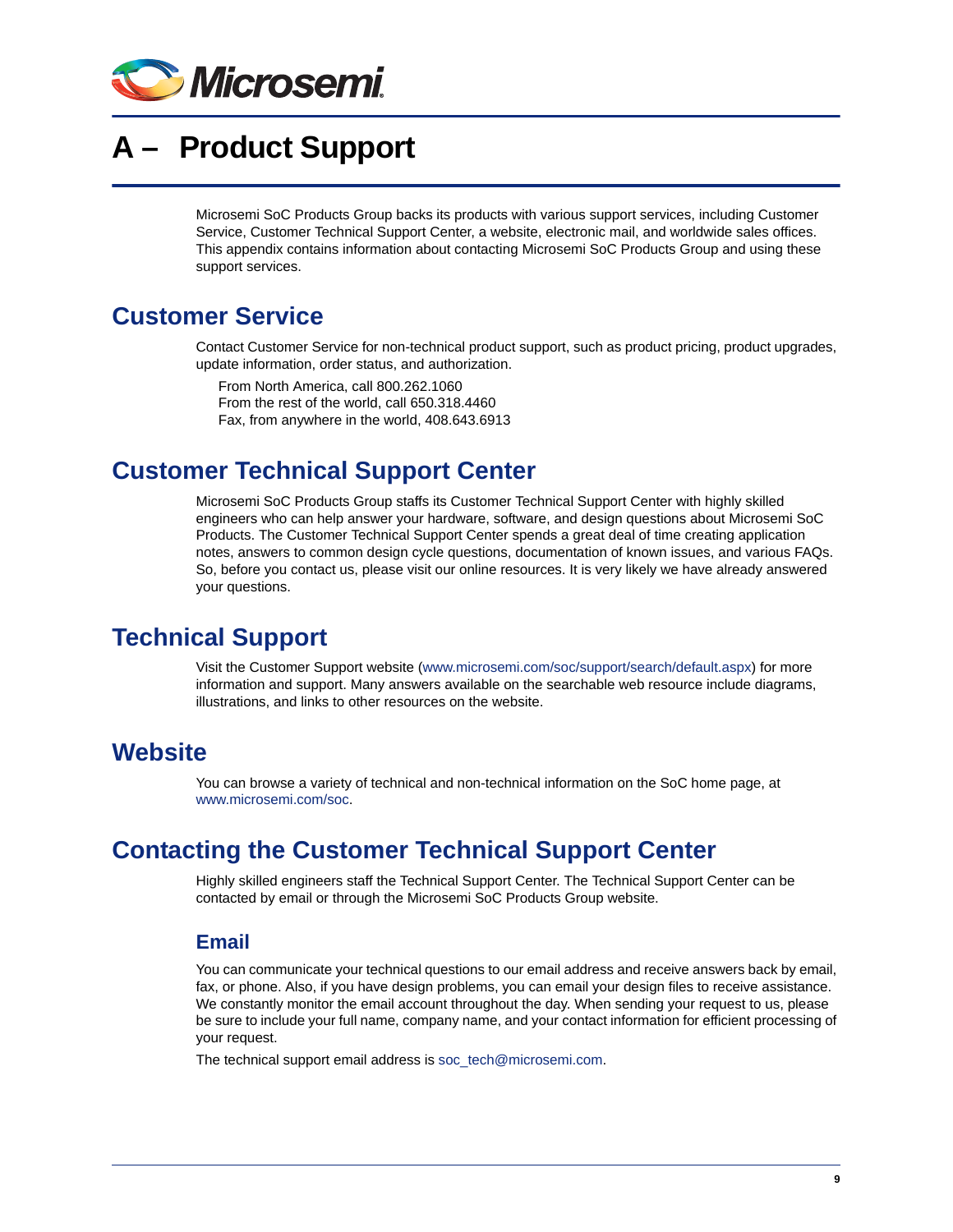# A – Product Support

Microsemi SoC Products Group backs its products with various support services, including Customer Service, Customer Technical Support Center, a website, electronic mail, and worldwide sales offices. This appendix contains information about contacting Microsemi SoC Products Group and using these support services.

## Customer Service

Contact Customer Service for non-technical product support, such as product pricing, product upgrades, update information, order status, and authorization.

From North America, call 800.262.1060
From the rest of the world, call 650.318.4460
Fax, from anywhere in the world, 408.643.6913

## Customer Technical Support Center

Microsemi SoC Products Group staffs its Customer Technical Support Center with highly skilled engineers who can help answer your hardware, software, and design questions about Microsemi SoC Products. The Customer Technical Support Center spends a great deal of time creating application notes, answers to common design cycle questions, documentation of known issues, and various FAQs. So, before you contact us, please visit our online resources. It is very likely we have already answered your questions.

## Technical Support

Visit the Customer Support website (www.microsemi.com/soc/support/search/default.aspx) for more information and support. Many answers available on the searchable web resource include diagrams, illustrations, and links to other resources on the website.

## Website

You can browse a variety of technical and non-technical information on the SoC home page, at www.microsemi.com/soc.

## Contacting the Customer Technical Support Center

Highly skilled engineers staff the Technical Support Center. The Technical Support Center can be contacted by email or through the Microsemi SoC Products Group website.

### Email

You can communicate your technical questions to our email address and receive answers back by email, fax, or phone. Also, if you have design problems, you can email your design files to receive assistance. We constantly monitor the email account throughout the day. When sending your request to us, please be sure to include your full name, company name, and your contact information for efficient processing of your request.

The technical support email address is soc_tech@microsemi.com.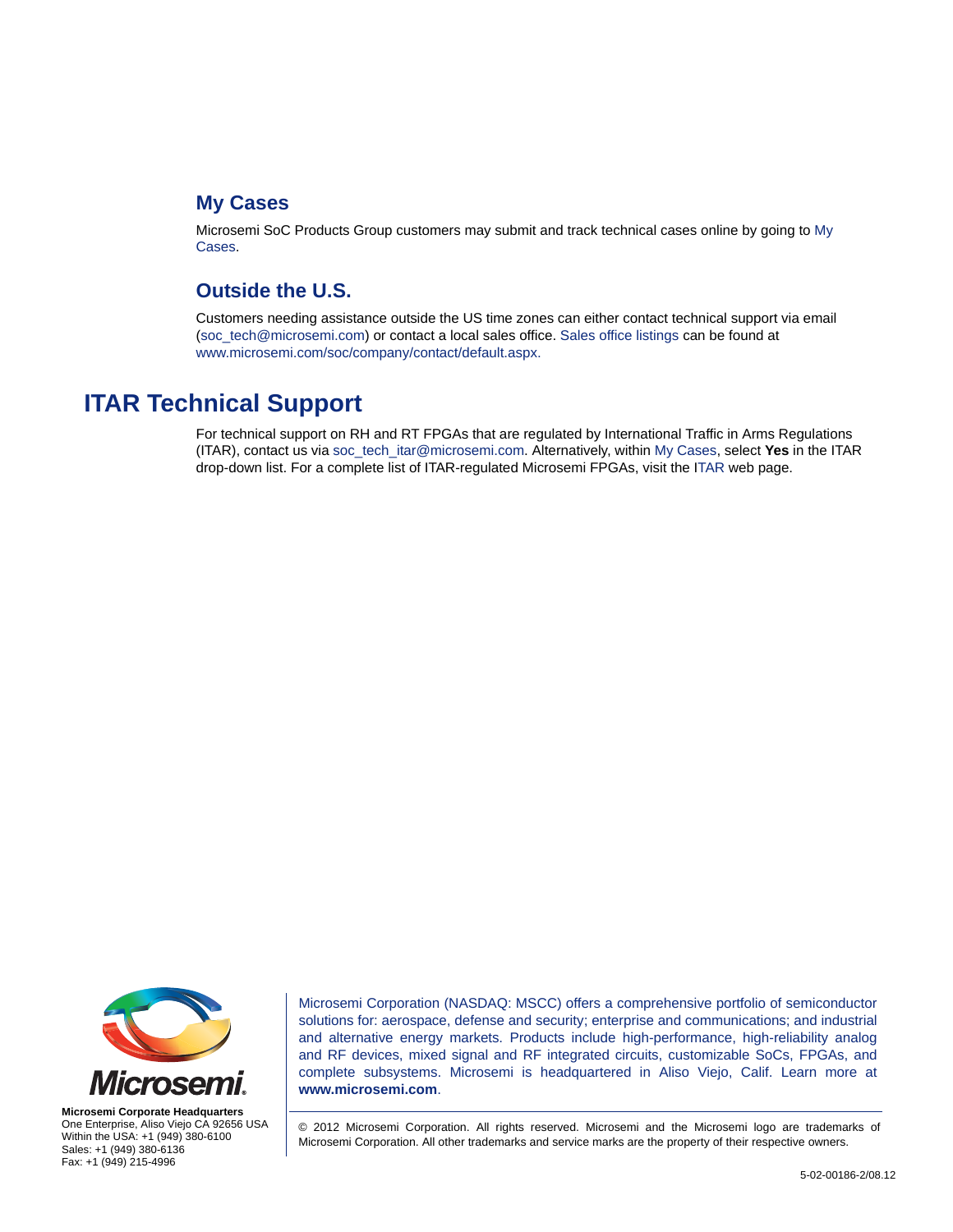### My Cases

Microsemi SoC Products Group customers may submit and track technical cases online by going to My Cases.

### Outside the U.S.

Customers needing assistance outside the US time zones can either contact technical support via email (soc_tech@microsemi.com) or contact a local sales office. Sales office listings can be found at www.microsemi.com/soc/company/contact/default.aspx.

## ITAR Technical Support

For technical support on RH and RT FPGAs that are regulated by International Traffic in Arms Regulations (ITAR), contact us via soc_tech_itar@microsemi.com. Alternatively, within My Cases, select **Yes** in the ITAR drop-down list. For a complete list of ITAR-regulated Microsemi FPGAs, visit the ITAR web page.

Microsemi.

**Microsemi Corporate Headquarters**
One Enterprise, Aliso Viejo CA 92656 USA
Within the USA: +1 (949) 380-6100
Sales: +1 (949) 380-6136
Fax: +1 (949) 215-4996

Microsemi Corporation (NASDAQ: MSCC) offers a comprehensive portfolio of semiconductor solutions for: aerospace, defense and security; enterprise and communications; and industrial and alternative energy markets. Products include high-performance, high-reliability analog and RF devices, mixed signal and RF integrated circuits, customizable SoCs, FPGAs, and complete subsystems. Microsemi is headquartered in Aliso Viejo, Calif. Learn more at **www.microsemi.com**.

© 2012 Microsemi Corporation. All rights reserved. Microsemi and the Microsemi logo are trademarks of Microsemi Corporation. All other trademarks and service marks are the property of their respective owners.

5-02-00186-2/08.12